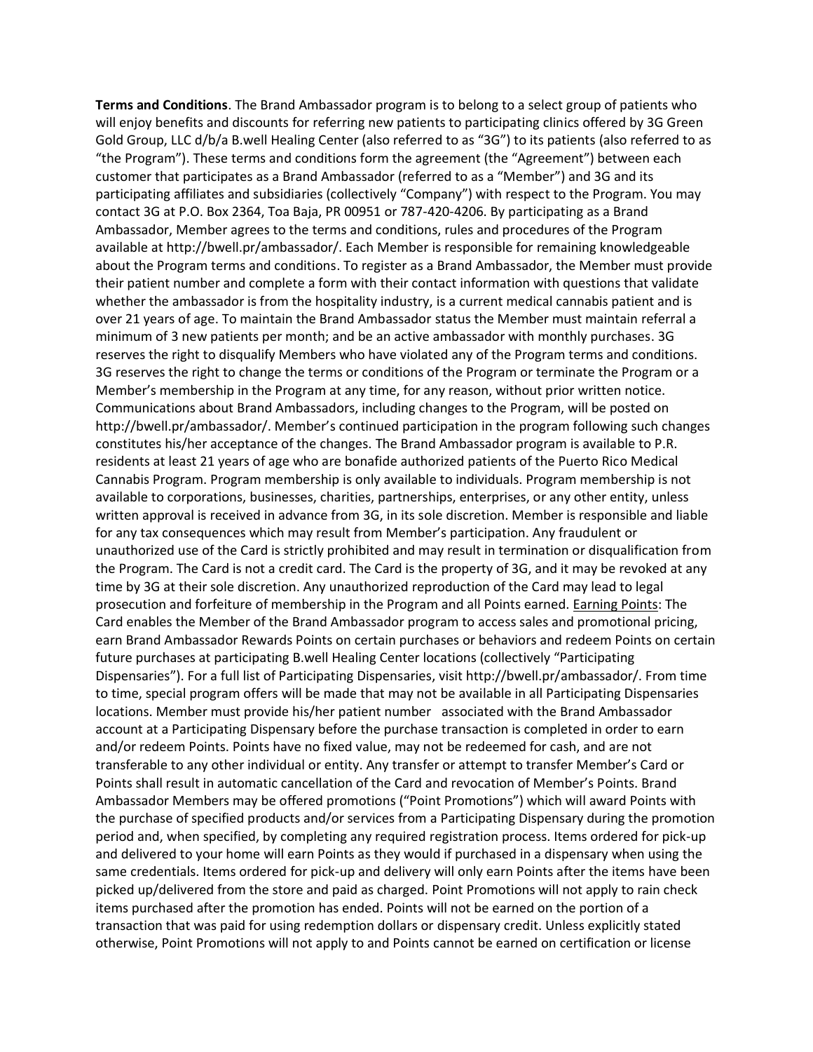**Terms and Conditions**. The Brand Ambassador program is to belong to a select group of patients who will enjoy benefits and discounts for referring new patients to participating clinics offered by 3G Green Gold Group, LLC d/b/a B.well Healing Center (also referred to as "3G") to its patients (also referred to as "the Program"). These terms and conditions form the agreement (the "Agreement") between each customer that participates as a Brand Ambassador (referred to as a "Member") and 3G and its participating affiliates and subsidiaries (collectively "Company") with respect to the Program. You may contact 3G at P.O. Box 2364, Toa Baja, PR 00951 or 787-420-4206. By participating as a Brand Ambassador, Member agrees to the terms and conditions, rules and procedures of the Program available at http://bwell.pr/ambassador/. Each Member is responsible for remaining knowledgeable about the Program terms and conditions. To register as a Brand Ambassador, the Member must provide their patient number and complete a form with their contact information with questions that validate whether the ambassador is from the hospitality industry, is a current medical cannabis patient and is over 21 years of age. To maintain the Brand Ambassador status the Member must maintain referral a minimum of 3 new patients per month; and be an active ambassador with monthly purchases. 3G reserves the right to disqualify Members who have violated any of the Program terms and conditions. 3G reserves the right to change the terms or conditions of the Program or terminate the Program or a Member's membership in the Program at any time, for any reason, without prior written notice. Communications about Brand Ambassadors, including changes to the Program, will be posted on http://bwell.pr/ambassador/. Member's continued participation in the program following such changes constitutes his/her acceptance of the changes. The Brand Ambassador program is available to P.R. residents at least 21 years of age who are bonafide authorized patients of the Puerto Rico Medical Cannabis Program. Program membership is only available to individuals. Program membership is not available to corporations, businesses, charities, partnerships, enterprises, or any other entity, unless written approval is received in advance from 3G, in its sole discretion. Member is responsible and liable for any tax consequences which may result from Member's participation. Any fraudulent or unauthorized use of the Card is strictly prohibited and may result in termination or disqualification from the Program. The Card is not a credit card. The Card is the property of 3G, and it may be revoked at any time by 3G at their sole discretion. Any unauthorized reproduction of the Card may lead to legal prosecution and forfeiture of membership in the Program and all Points earned. Earning Points: The Card enables the Member of the Brand Ambassador program to access sales and promotional pricing, earn Brand Ambassador Rewards Points on certain purchases or behaviors and redeem Points on certain future purchases at participating B.well Healing Center locations (collectively "Participating Dispensaries"). For a full list of Participating Dispensaries, visit http://bwell.pr/ambassador/. From time to time, special program offers will be made that may not be available in all Participating Dispensaries locations. Member must provide his/her patient number associated with the Brand Ambassador account at a Participating Dispensary before the purchase transaction is completed in order to earn and/or redeem Points. Points have no fixed value, may not be redeemed for cash, and are not transferable to any other individual or entity. Any transfer or attempt to transfer Member's Card or Points shall result in automatic cancellation of the Card and revocation of Member's Points. Brand Ambassador Members may be offered promotions ("Point Promotions") which will award Points with the purchase of specified products and/or services from a Participating Dispensary during the promotion period and, when specified, by completing any required registration process. Items ordered for pick-up and delivered to your home will earn Points as they would if purchased in a dispensary when using the same credentials. Items ordered for pick-up and delivery will only earn Points after the items have been picked up/delivered from the store and paid as charged. Point Promotions will not apply to rain check items purchased after the promotion has ended. Points will not be earned on the portion of a transaction that was paid for using redemption dollars or dispensary credit. Unless explicitly stated otherwise, Point Promotions will not apply to and Points cannot be earned on certification or license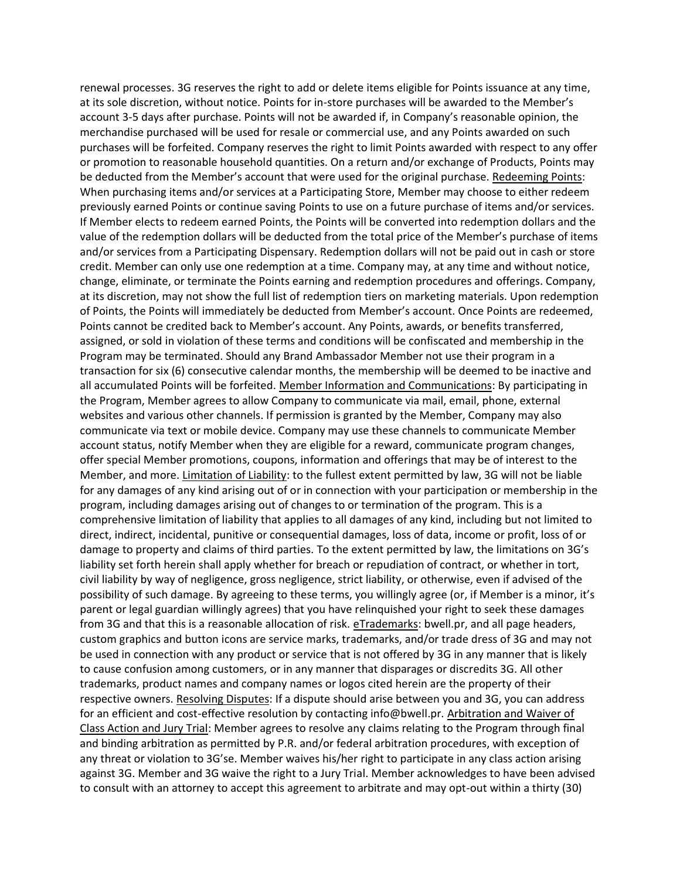renewal processes. 3G reserves the right to add or delete items eligible for Points issuance at any time, at its sole discretion, without notice. Points for in-store purchases will be awarded to the Member's account 3-5 days after purchase. Points will not be awarded if, in Company's reasonable opinion, the merchandise purchased will be used for resale or commercial use, and any Points awarded on such purchases will be forfeited. Company reserves the right to limit Points awarded with respect to any offer or promotion to reasonable household quantities. On a return and/or exchange of Products, Points may be deducted from the Member's account that were used for the original purchase. <u>Redeeming Points</u>: When purchasing items and/or services at a Participating Store, Member may choose to either redeem previously earned Points or continue saving Points to use on a future purchase of items and/or services. If Member elects to redeem earned Points, the Points will be converted into redemption dollars and the value of the redemption dollars will be deducted from the total price of the Member's purchase of items and/or services from a Participating Dispensary. Redemption dollars will not be paid out in cash or store credit. Member can only use one redemption at a time. Company may, at any time and without notice, change, eliminate, or terminate the Points earning and redemption procedures and offerings. Company, at its discretion, may not show the full list of redemption tiers on marketing materials. Upon redemption of Points, the Points will immediately be deducted from Member's account. Once Points are redeemed, Points cannot be credited back to Member's account. Any Points, awards, or benefits transferred, assigned, or sold in violation of these terms and conditions will be confiscated and membership in the Program may be terminated. Should any Brand Ambassador Member not use their program in a transaction for six (6) consecutive calendar months, the membership will be deemed to be inactive and all accumulated Points will be forfeited. <u>Member Information and Communications</u>: By participating in the Program, Member agrees to allow Company to communicate via mail, email, phone, external websites and various other channels. If permission is granted by the Member, Company may also communicate via text or mobile device. Company may use these channels to communicate Member account status, notify Member when they are eligible for a reward, communicate program changes, offer special Member promotions, coupons, information and offerings that may be of interest to the Member, and more. <u>Limitation of Liability</u>: to the fullest extent permitted by law, 3G will not be liable for any damages of any kind arising out of or in connection with your participation or membership in the program, including damages arising out of changes to or termination of the program. This is a comprehensive limitation of liability that applies to all damages of any kind, including but not limited to direct, indirect, incidental, punitive or consequential damages, loss of data, income or profit, loss of or damage to property and claims of third parties. To the extent permitted by law, the limitations on 3G's liability set forth herein shall apply whether for breach or repudiation of contract, or whether in tort, civil liability by way of negligence, gross negligence, strict liability, or otherwise, even if advised of the possibility of such damage. By agreeing to these terms, you willingly agree (or, if Member is a minor, it's parent or legal guardian willingly agrees) that you have relinquished your right to seek these damages from 3G and that this is a reasonable allocation of risk. <u>eTrademarks</u>: bwell.pr, and all page headers, custom graphics and button icons are service marks, trademarks, and/or trade dress of 3G and may not be used in connection with any product or service that is not offered by 3G in any manner that is likely to cause confusion among customers, or in any manner that disparages or discredits 3G. All other trademarks, product names and company names or logos cited herein are the property of their respective owners. <u>Resolving Disputes</u>: If a dispute should arise between you and 3G, you can address for an efficient and cost-effective resolution by contacting info@bwell.pr. <u>Arbitration and Waiver of Class Action and Jury Trial</u>: Member agrees to resolve any claims relating to the Program through final and binding arbitration as permitted by P.R. and/or federal arbitration procedures, with exception of any threat or violation to 3G'se. Member waives his/her right to participate in any class action arising against 3G. Member and 3G waive the right to a Jury Trial. Member acknowledges to have been advised to consult with an attorney to accept this agreement to arbitrate and may opt-out within a thirty (30)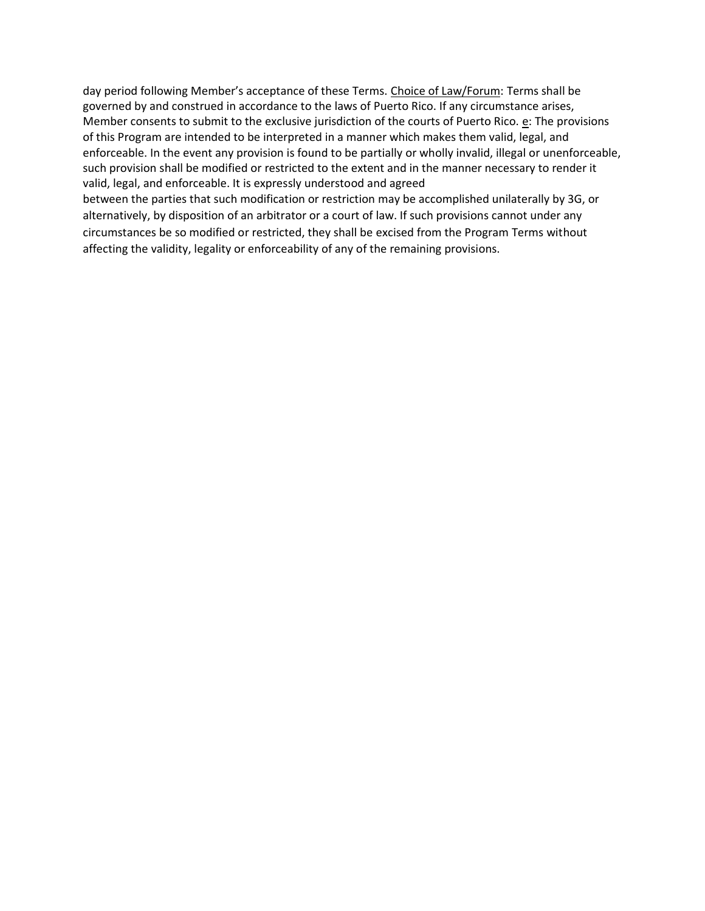day period following Member's acceptance of these Terms. <u>Choice of Law/Forum</u>: Terms shall be governed by and construed in accordance to the laws of Puerto Rico. If any circumstance arises, Member consents to submit to the exclusive jurisdiction of the courts of Puerto Rico. <u>e</u>: The provisions of this Program are intended to be interpreted in a manner which makes them valid, legal, and enforceable. In the event any provision is found to be partially or wholly invalid, illegal or unenforceable, such provision shall be modified or restricted to the extent and in the manner necessary to render it valid, legal, and enforceable. It is expressly understood and agreed between the parties that such modification or restriction may be accomplished unilaterally by 3G, or alternatively, by disposition of an arbitrator or a court of law. If such provisions cannot under any circumstances be so modified or restricted, they shall be excised from the Program Terms without affecting the validity, legality or enforceability of any of the remaining provisions.